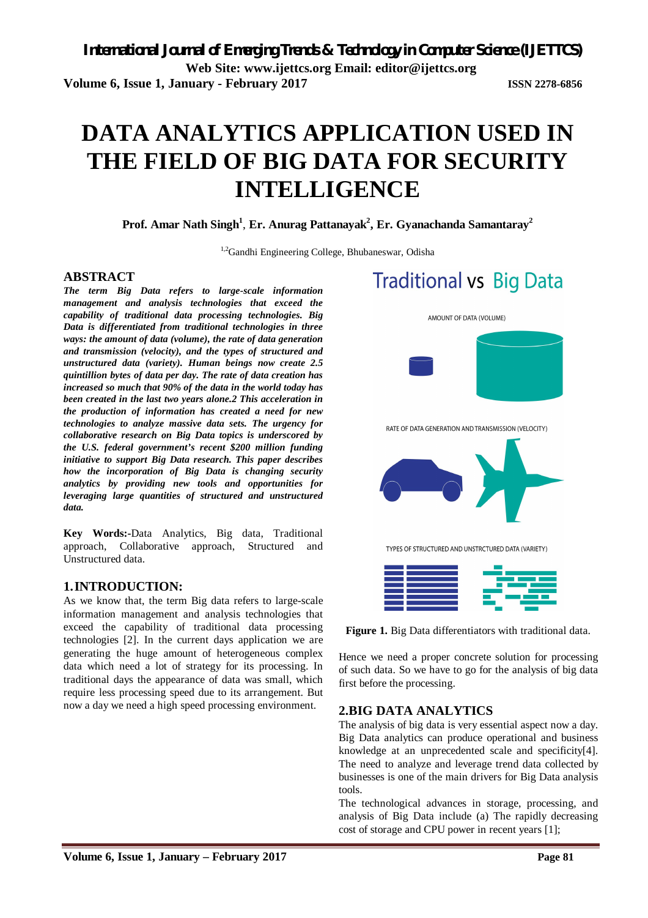# DATA ANALYTICS APPLICATION USED IN THE FIELD OF BIG DATA FOR SECURITY INTELLIGENCE

**Prof. Amar Nath Singh[1], Er. Anurag Pattanayak[2], Er. Gyanachanda Samantaray[2]**

[1,2]Gandhi Engineering College, Bhubaneswar, Odisha

## ABSTRACT

***The term Big Data refers to large-scale information management and analysis technologies that exceed the capability of traditional data processing technologies. Big Data is differentiated from traditional technologies in three ways: the amount of data (volume), the rate of data generation and transmission (velocity), and the types of structured and unstructured data (variety). Human beings now create 2.5 quintillion bytes of data per day. The rate of data creation has increased so much that 90% of the data in the world today has been created in the last two years alone.2 This acceleration in the production of information has created a need for new technologies to analyze massive data sets. The urgency for collaborative research on Big Data topics is underscored by the U.S. federal government's recent $200 million funding initiative to support Big Data research. This paper describes how the incorporation of Big Data is changing security analytics by providing new tools and opportunities for leveraging large quantities of structured and unstructured data.***

**Key Words:-**Data Analytics, Big data, Traditional approach, Collaborative approach, Structured and Unstructured data.

## 1.INTRODUCTION:

As we know that, the term Big data refers to large-scale information management and analysis technologies that exceed the capability of traditional data processing technologies [2]. In the current days application we are generating the huge amount of heterogeneous complex data which need a lot of strategy for its processing. In traditional days the appearance of data was small, which require less processing speed due to its arrangement. But now a day we need a high speed processing environment.

Traditional vs Big Data

AMOUNT OF DATA (VOLUME)

RATE OF DATA GENERATION AND TRANSMISSION (VELOCITY)

TYPES OF STRUCTURED AND UNSTRCTURED DATA (VARIETY)

**Figure 1.** Big Data differentiators with traditional data.

Hence we need a proper concrete solution for processing of such data. So we have to go for the analysis of big data first before the processing.

## 2.BIG DATA ANALYTICS

The analysis of big data is very essential aspect now a day. Big Data analytics can produce operational and business knowledge at an unprecedented scale and specificity[4]. The need to analyze and leverage trend data collected by businesses is one of the main drivers for Big Data analysis tools.

The technological advances in storage, processing, and analysis of Big Data include (a) The rapidly decreasing cost of storage and CPU power in recent years [1];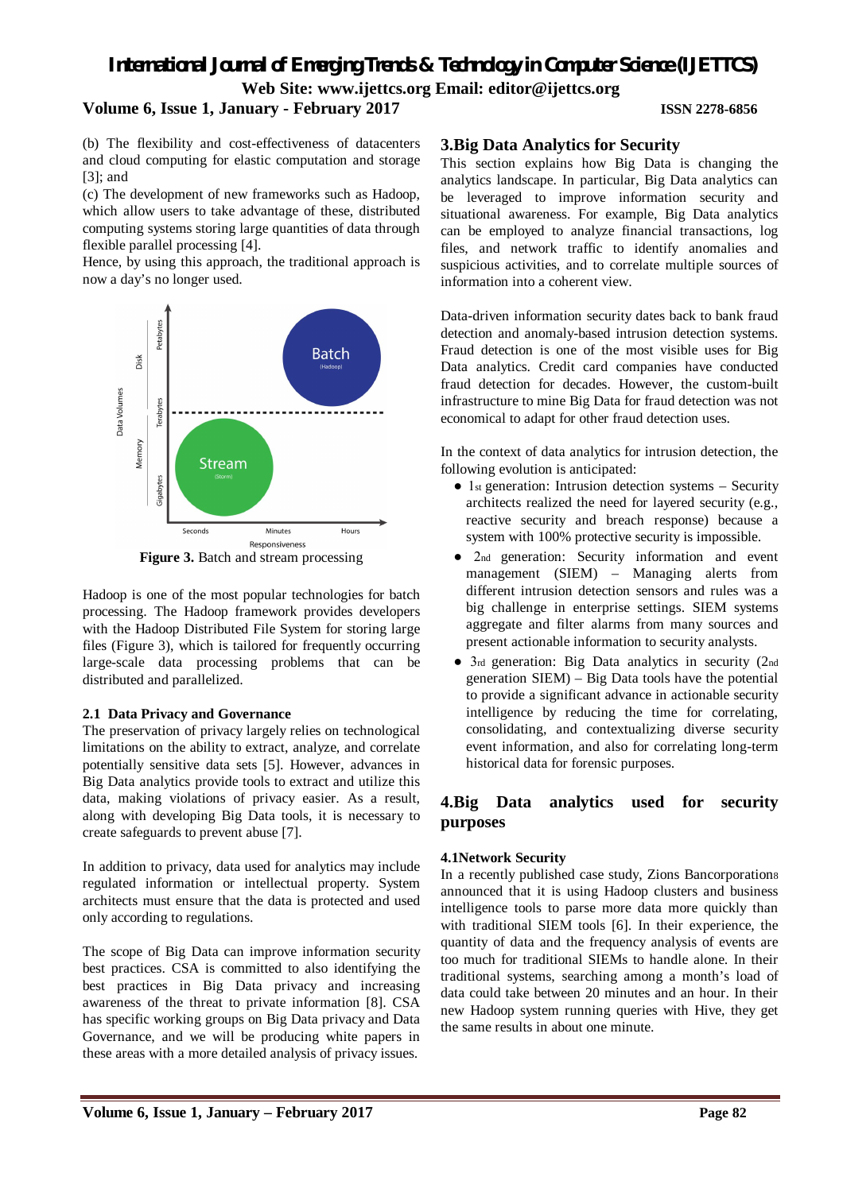(b) The flexibility and cost-effectiveness of datacenters and cloud computing for elastic computation and storage [3]; and

(c) The development of new frameworks such as Hadoop, which allow users to take advantage of these, distributed computing systems storing large quantities of data through flexible parallel processing [4].

Hence, by using this approach, the traditional approach is now a day's no longer used.

**Figure 3.** Batch and stream processing

Hadoop is one of the most popular technologies for batch processing. The Hadoop framework provides developers with the Hadoop Distributed File System for storing large files (Figure 3), which is tailored for frequently occurring large-scale data processing problems that can be distributed and parallelized.

### 2.1 Data Privacy and Governance

The preservation of privacy largely relies on technological limitations on the ability to extract, analyze, and correlate potentially sensitive data sets [5]. However, advances in Big Data analytics provide tools to extract and utilize this data, making violations of privacy easier. As a result, along with developing Big Data tools, it is necessary to create safeguards to prevent abuse [7].

In addition to privacy, data used for analytics may include regulated information or intellectual property. System architects must ensure that the data is protected and used only according to regulations.

The scope of Big Data can improve information security best practices. CSA is committed to also identifying the best practices in Big Data privacy and increasing awareness of the threat to private information [8]. CSA has specific working groups on Big Data privacy and Data Governance, and we will be producing white papers in these areas with a more detailed analysis of privacy issues.

## 3.Big Data Analytics for Security

This section explains how Big Data is changing the analytics landscape. In particular, Big Data analytics can be leveraged to improve information security and situational awareness. For example, Big Data analytics can be employed to analyze financial transactions, log files, and network traffic to identify anomalies and suspicious activities, and to correlate multiple sources of information into a coherent view.

Data-driven information security dates back to bank fraud detection and anomaly-based intrusion detection systems. Fraud detection is one of the most visible uses for Big Data analytics. Credit card companies have conducted fraud detection for decades. However, the custom-built infrastructure to mine Big Data for fraud detection was not economical to adapt for other fraud detection uses.

In the context of data analytics for intrusion detection, the following evolution is anticipated:

- 1st generation: Intrusion detection systems – Security architects realized the need for layered security (e.g., reactive security and breach response) because a system with 100% protective security is impossible.
- 2nd generation: Security information and event management (SIEM) – Managing alerts from different intrusion detection sensors and rules was a big challenge in enterprise settings. SIEM systems aggregate and filter alarms from many sources and present actionable information to security analysts.
- 3rd generation: Big Data analytics in security (2nd generation SIEM) – Big Data tools have the potential to provide a significant advance in actionable security intelligence by reducing the time for correlating, consolidating, and contextualizing diverse security event information, and also for correlating long-term historical data for forensic purposes.

## 4.Big Data analytics used for security purposes

### 4.1Network Security

In a recently published case study, Zions Bancorporation8 announced that it is using Hadoop clusters and business intelligence tools to parse more data more quickly than with traditional SIEM tools [6]. In their experience, the quantity of data and the frequency analysis of events are too much for traditional SIEMs to handle alone. In their traditional systems, searching among a month's load of data could take between 20 minutes and an hour. In their new Hadoop system running queries with Hive, they get the same results in about one minute.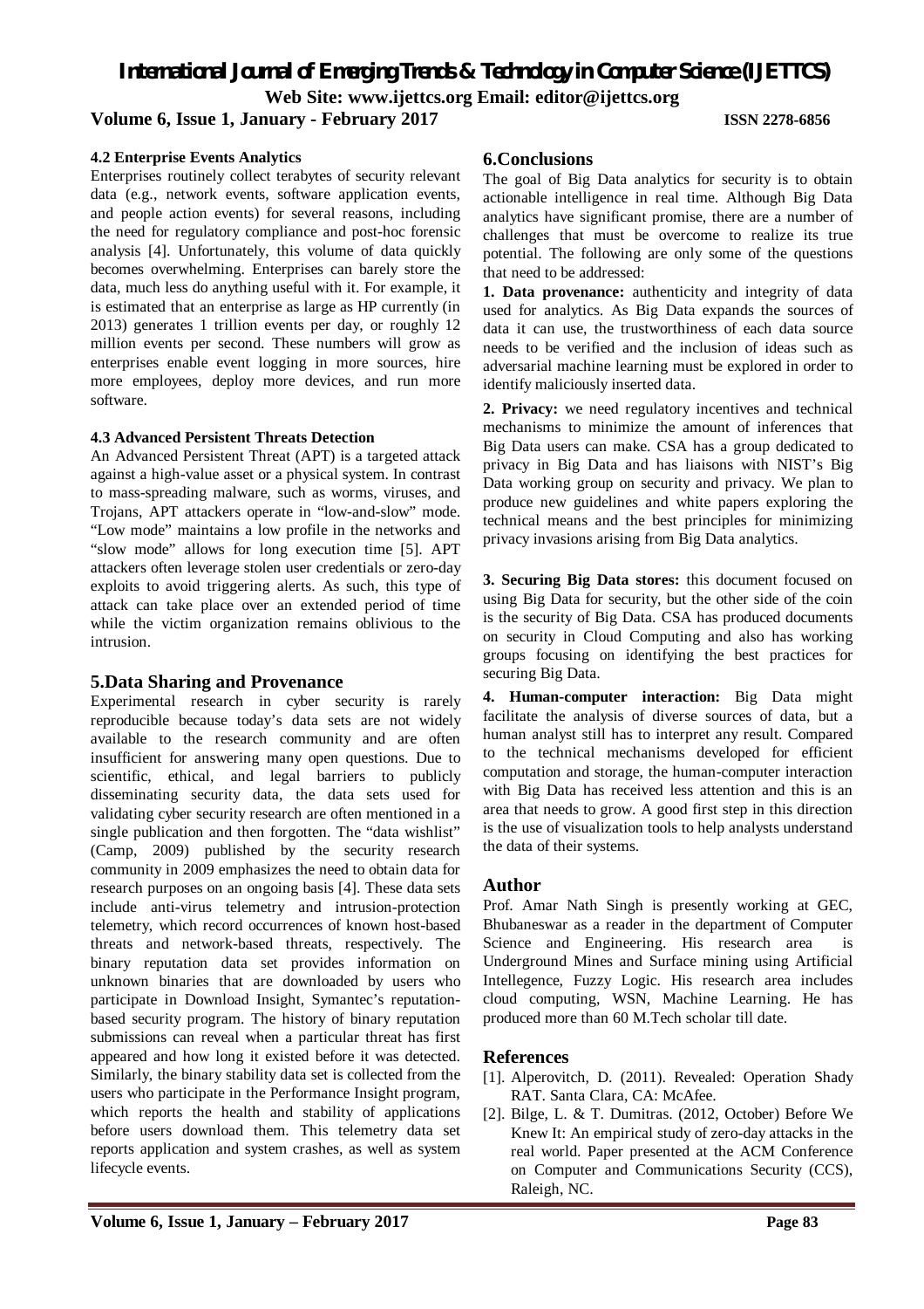### 4.2 Enterprise Events Analytics

Enterprises routinely collect terabytes of security relevant data (e.g., network events, software application events, and people action events) for several reasons, including the need for regulatory compliance and post-hoc forensic analysis [4]. Unfortunately, this volume of data quickly becomes overwhelming. Enterprises can barely store the data, much less do anything useful with it. For example, it is estimated that an enterprise as large as HP currently (in 2013) generates 1 trillion events per day, or roughly 12 million events per second. These numbers will grow as enterprises enable event logging in more sources, hire more employees, deploy more devices, and run more software.

### 4.3 Advanced Persistent Threats Detection

An Advanced Persistent Threat (APT) is a targeted attack against a high-value asset or a physical system. In contrast to mass-spreading malware, such as worms, viruses, and Trojans, APT attackers operate in "low-and-slow" mode. "Low mode" maintains a low profile in the networks and "slow mode" allows for long execution time [5]. APT attackers often leverage stolen user credentials or zero-day exploits to avoid triggering alerts. As such, this type of attack can take place over an extended period of time while the victim organization remains oblivious to the intrusion.

## 5.Data Sharing and Provenance

Experimental research in cyber security is rarely reproducible because today's data sets are not widely available to the research community and are often insufficient for answering many open questions. Due to scientific, ethical, and legal barriers to publicly disseminating security data, the data sets used for validating cyber security research are often mentioned in a single publication and then forgotten. The "data wishlist" (Camp, 2009) published by the security research community in 2009 emphasizes the need to obtain data for research purposes on an ongoing basis [4]. These data sets include anti-virus telemetry and intrusion-protection telemetry, which record occurrences of known host-based threats and network-based threats, respectively. The binary reputation data set provides information on unknown binaries that are downloaded by users who participate in Download Insight, Symantec's reputation-based security program. The history of binary reputation submissions can reveal when a particular threat has first appeared and how long it existed before it was detected. Similarly, the binary stability data set is collected from the users who participate in the Performance Insight program, which reports the health and stability of applications before users download them. This telemetry data set reports application and system crashes, as well as system lifecycle events.

## 6.Conclusions

The goal of Big Data analytics for security is to obtain actionable intelligence in real time. Although Big Data analytics have significant promise, there are a number of challenges that must be overcome to realize its true potential. The following are only some of the questions that need to be addressed:

**1. Data provenance:** authenticity and integrity of data used for analytics. As Big Data expands the sources of data it can use, the trustworthiness of each data source needs to be verified and the inclusion of ideas such as adversarial machine learning must be explored in order to identify maliciously inserted data.

**2. Privacy:** we need regulatory incentives and technical mechanisms to minimize the amount of inferences that Big Data users can make. CSA has a group dedicated to privacy in Big Data and has liaisons with NIST's Big Data working group on security and privacy. We plan to produce new guidelines and white papers exploring the technical means and the best principles for minimizing privacy invasions arising from Big Data analytics.

**3. Securing Big Data stores:** this document focused on using Big Data for security, but the other side of the coin is the security of Big Data. CSA has produced documents on security in Cloud Computing and also has working groups focusing on identifying the best practices for securing Big Data.

**4. Human-computer interaction:** Big Data might facilitate the analysis of diverse sources of data, but a human analyst still has to interpret any result. Compared to the technical mechanisms developed for efficient computation and storage, the human-computer interaction with Big Data has received less attention and this is an area that needs to grow. A good first step in this direction is the use of visualization tools to help analysts understand the data of their systems.

## Author

Prof. Amar Nath Singh is presently working at GEC, Bhubaneswar as a reader in the department of Computer Science and Engineering. His research area is Underground Mines and Surface mining using Artificial Intellegence, Fuzzy Logic. His research area includes cloud computing, WSN, Machine Learning. He has produced more than 60 M.Tech scholar till date.

## References

[1]. Alperovitch, D. (2011). Revealed: Operation Shady RAT. Santa Clara, CA: McAfee.

[2]. Bilge, L. & T. Dumitras. (2012, October) Before We Knew It: An empirical study of zero-day attacks in the real world. Paper presented at the ACM Conference on Computer and Communications Security (CCS), Raleigh, NC.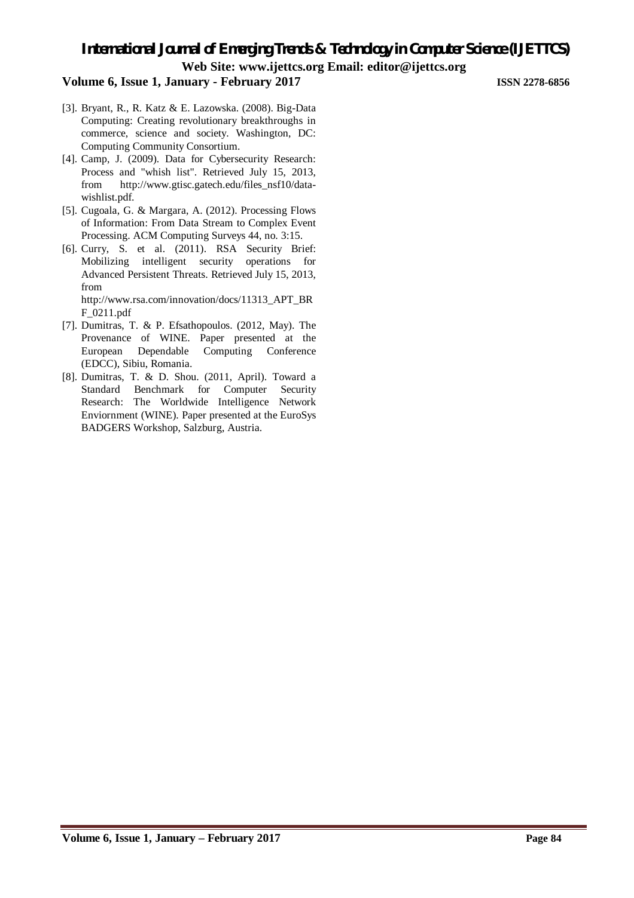[3]. Bryant, R., R. Katz & E. Lazowska. (2008). Big-Data Computing: Creating revolutionary breakthroughs in commerce, science and society. Washington, DC: Computing Community Consortium.

[4]. Camp, J. (2009). Data for Cybersecurity Research: Process and "whish list". Retrieved July 15, 2013, from http://www.gtisc.gatech.edu/files_nsf10/data-wishlist.pdf.

[5]. Cugoala, G. & Margara, A. (2012). Processing Flows of Information: From Data Stream to Complex Event Processing. ACM Computing Surveys 44, no. 3:15.

[6]. Curry, S. et al. (2011). RSA Security Brief: Mobilizing intelligent security operations for Advanced Persistent Threats. Retrieved July 15, 2013, from http://www.rsa.com/innovation/docs/11313_APT_BRF_0211.pdf

[7]. Dumitras, T. & P. Efsathopoulos. (2012, May). The Provenance of WINE. Paper presented at the European Dependable Computing Conference (EDCC), Sibiu, Romania.

[8]. Dumitras, T. & D. Shou. (2011, April). Toward a Standard Benchmark for Computer Security Research: The Worldwide Intelligence Network Enviornment (WINE). Paper presented at the EuroSys BADGERS Workshop, Salzburg, Austria.